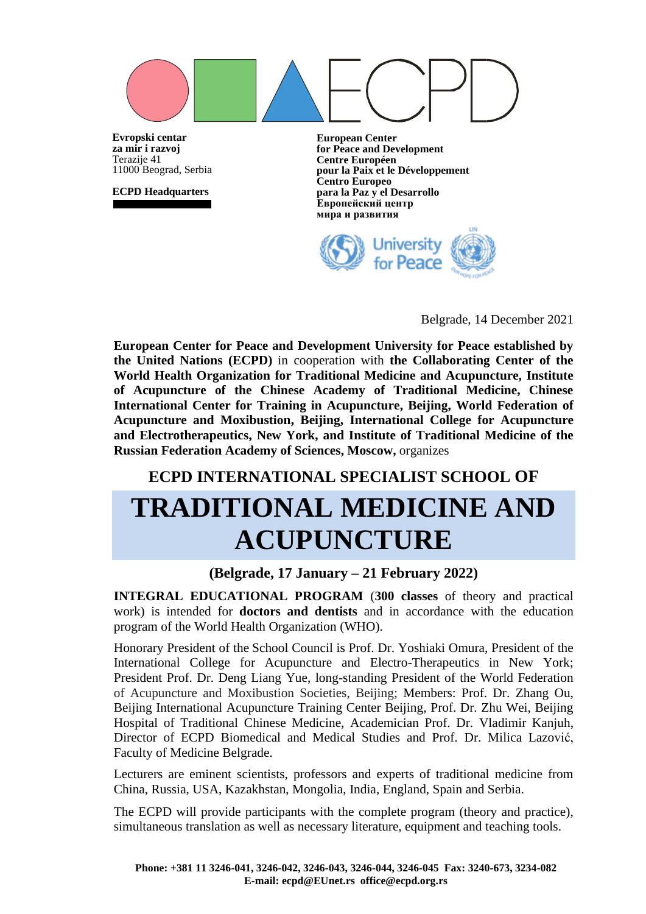**Evropski centar**
**za mir i razvoj**
Terazije 41
11000 Beograd, Serbia

**ECPD Headquarters**

**European Center**
**for Peace and Development**
**Centre Européen**
**pour la Paix et le Développement**
**Centro Europeo**
**para la Paz y el Desarrollo**
**Европейский центр**
**мира и развития**

University for Peace

Belgrade, 14 December 2021

**European Center for Peace and Development University for Peace established by the United Nations (ECPD)** in cooperation with **the Collaborating Center of the World Health Organization for Traditional Medicine and Acupuncture, Institute of Acupuncture of the Chinese Academy of Traditional Medicine, Chinese International Center for Training in Acupuncture, Beijing, World Federation of Acupuncture and Moxibustion, Beijing, International College for Acupuncture and Electrotherapeutics, New York, and Institute of Traditional Medicine of the Russian Federation Academy of Sciences, Moscow,** organizes

## ECPD INTERNATIONAL SPECIALIST SCHOOL OF

# TRADITIONAL MEDICINE AND ACUPUNCTURE

### (Belgrade, 17 January – 21 February 2022)

**INTEGRAL EDUCATIONAL PROGRAM** (**300 classes** of theory and practical work) is intended for **doctors and dentists** and in accordance with the education program of the World Health Organization (WHO).

Honorary President of the School Council is Prof. Dr. Yoshiaki Omura, President of the International College for Acupuncture and Electro-Therapeutics in New York; President Prof. Dr. Deng Liang Yue, long-standing President of the World Federation of Acupuncture and Moxibustion Societies, Beijing; Members: Prof. Dr. Zhang Ou, Beijing International Acupuncture Training Center Beijing, Prof. Dr. Zhu Wei, Beijing Hospital of Traditional Chinese Medicine, Academician Prof. Dr. Vladimir Kanjuh, Director of ECPD Biomedical and Medical Studies and Prof. Dr. Milica Lazović, Faculty of Medicine Belgrade.

Lecturers are eminent scientists, professors and experts of traditional medicine from China, Russia, USA, Kazakhstan, Mongolia, India, England, Spain and Serbia.

The ECPD will provide participants with the complete program (theory and practice), simultaneous translation as well as necessary literature, equipment and teaching tools.

**Phone: +381 11 3246-041, 3246-042, 3246-043, 3246-044, 3246-045 Fax: 3240-673, 3234-082**
**E-mail: ecpd@EUnet.rs office@ecpd.org.rs**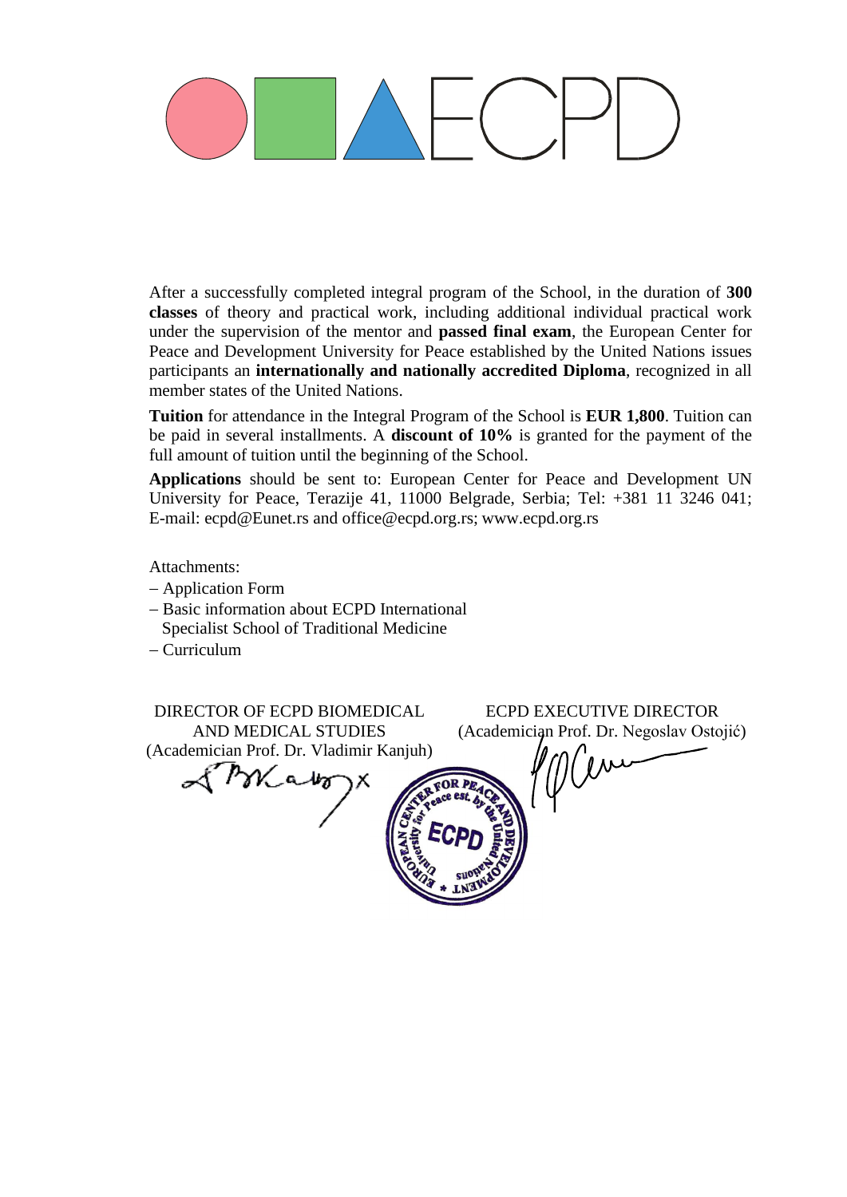After a successfully completed integral program of the School, in the duration of **300 classes** of theory and practical work, including additional individual practical work under the supervision of the mentor and **passed final exam**, the European Center for Peace and Development University for Peace established by the United Nations issues participants an **internationally and nationally accredited Diploma**, recognized in all member states of the United Nations.

**Tuition** for attendance in the Integral Program of the School is **EUR 1,800**. Tuition can be paid in several installments. A **discount of 10%** is granted for the payment of the full amount of tuition until the beginning of the School.

**Applications** should be sent to: European Center for Peace and Development UN University for Peace, Terazije 41, 11000 Belgrade, Serbia; Tel: +381 11 3246 041; E-mail: ecpd@Eunet.rs and office@ecpd.org.rs; www.ecpd.org.rs

Attachments:

- Application Form
- Basic information about ECPD International Specialist School of Traditional Medicine
- Curriculum

DIRECTOR OF ECPD BIOMEDICAL AND MEDICAL STUDIES
(Academician Prof. Dr. Vladimir Kanjuh)

ECPD EXECUTIVE DIRECTOR
(Academician Prof. Dr. Negoslav Ostojić)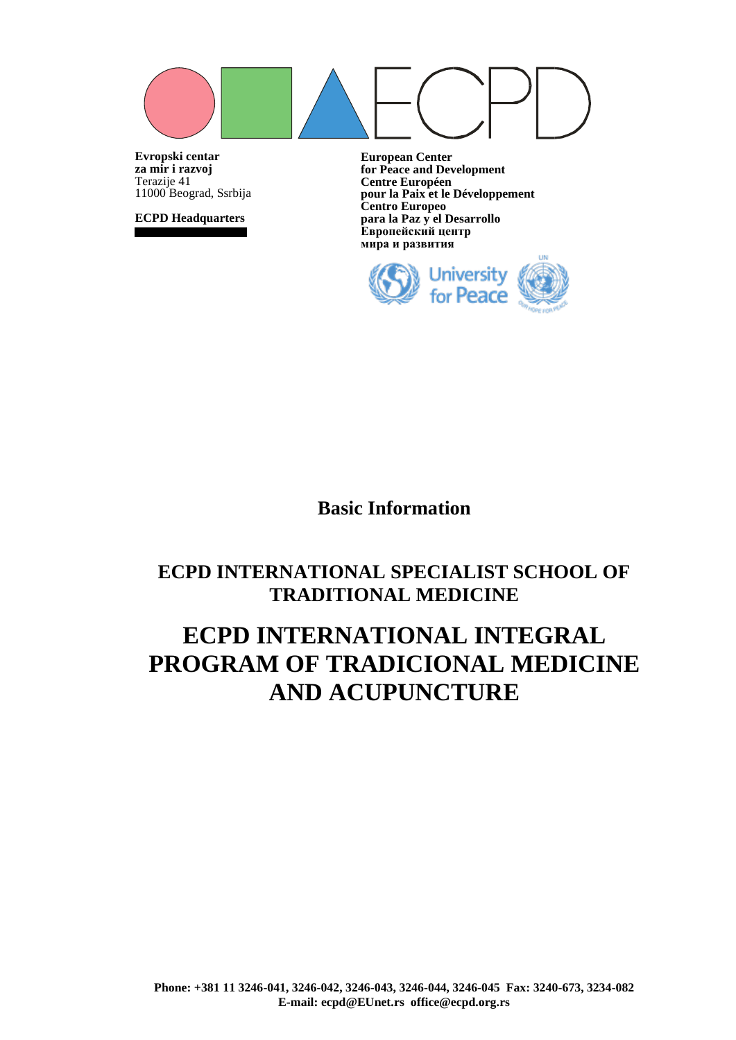**Evropski centar**
**za mir i razvoj**
Terazije 41
11000 Beograd, Ssrbija

**ECPD Headquarters**

**European Center**
**for Peace and Development**
**Centre Européen**
**pour la Paix et le Développement**
**Centro Europeo**
**para la Paz y el Desarrollo**
**Европейский центр**
**мира и развития**

University for Peace

## Basic Information

## ECPD INTERNATIONAL SPECIALIST SCHOOL OF TRADITIONAL MEDICINE

# ECPD INTERNATIONAL INTEGRAL PROGRAM OF TRADICIONAL MEDICINE AND ACUPUNCTURE

**Phone: +381 11 3246-041, 3246-042, 3246-043, 3246-044, 3246-045 Fax: 3240-673, 3234-082**
**E-mail: ecpd@EUnet.rs office@ecpd.org.rs**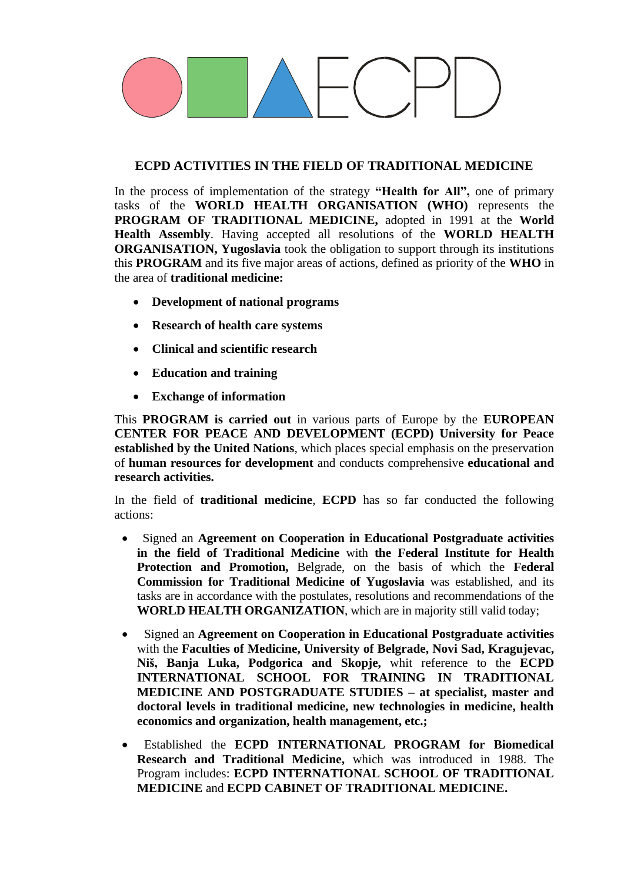ECPD

## ECPD ACTIVITIES IN THE FIELD OF TRADITIONAL MEDICINE

In the process of implementation of the strategy **"Health for All",** one of primary tasks of the **WORLD HEALTH ORGANISATION (WHO)** represents the **PROGRAM OF TRADITIONAL MEDICINE,** adopted in 1991 at the **World Health Assembly**. Having accepted all resolutions of the **WORLD HEALTH ORGANISATION, Yugoslavia** took the obligation to support through its institutions this **PROGRAM** and its five major areas of actions, defined as priority of the **WHO** in the area of **traditional medicine:**

- **Development of national programs**
- **Research of health care systems**
- **Clinical and scientific research**
- **Education and training**
- **Exchange of information**

This **PROGRAM is carried out** in various parts of Europe by the **EUROPEAN CENTER FOR PEACE AND DEVELOPMENT (ECPD) University for Peace established by the United Nations**, which places special emphasis on the preservation of **human resources for development** and conducts comprehensive **educational and research activities.**

In the field of **traditional medicine**, **ECPD** has so far conducted the following actions:

- Signed an **Agreement on Cooperation in Educational Postgraduate activities in the field of Traditional Medicine** with **the Federal Institute for Health Protection and Promotion,** Belgrade, on the basis of which the **Federal Commission for Traditional Medicine of Yugoslavia** was established, and its tasks are in accordance with the postulates, resolutions and recommendations of the **WORLD HEALTH ORGANIZATION**, which are in majority still valid today;
- Signed an **Agreement on Cooperation in Educational Postgraduate activities** with the **Faculties of Medicine, University of Belgrade, Novi Sad, Kragujevac, Niš, Banja Luka, Podgorica and Skopje,** whit reference to the **ECPD INTERNATIONAL SCHOOL FOR TRAINING IN TRADITIONAL MEDICINE AND POSTGRADUATE STUDIES – at specialist, master and doctoral levels in traditional medicine, new technologies in medicine, health economics and organization, health management, etc.;**
- Established the **ECPD INTERNATIONAL PROGRAM for Biomedical Research and Traditional Medicine,** which was introduced in 1988. The Program includes: **ECPD INTERNATIONAL SCHOOL OF TRADITIONAL MEDICINE** and **ECPD CABINET OF TRADITIONAL MEDICINE.**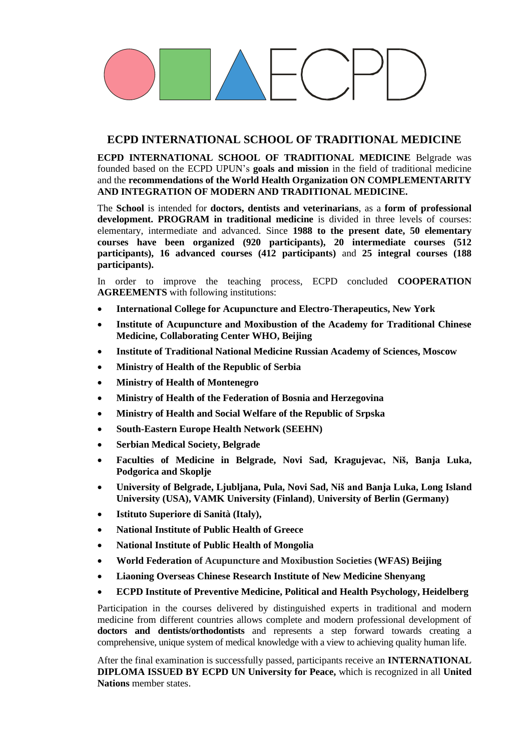# ECPD INTERNATIONAL SCHOOL OF TRADITIONAL MEDICINE

**ECPD INTERNATIONAL SCHOOL OF TRADITIONAL MEDICINE** Belgrade was founded based on the ECPD UPUN's **goals and mission** in the field of traditional medicine and the **recommendations of the World Health Organization ON COMPLEMENTARITY AND INTEGRATION OF MODERN AND TRADITIONAL MEDICINE.**

The **School** is intended for **doctors, dentists and veterinarians**, as a **form of professional development. PROGRAM in traditional medicine** is divided in three levels of courses: elementary, intermediate and advanced. Since **1988 to the present date, 50 elementary courses have been organized (920 participants), 20 intermediate courses (512 participants), 16 advanced courses (412 participants)** and **25 integral courses (188 participants).**

In order to improve the teaching process, ECPD concluded **COOPERATION AGREEMENTS** with following institutions:

- **International College for Acupuncture and Electro-Therapeutics, New York**
- **Institute of Acupuncture and Moxibustion of the Academy for Traditional Chinese Medicine, Collaborating Center WHO, Beijing**
- **Institute of Traditional National Medicine Russian Academy of Sciences, Moscow**
- **Ministry of Health of the Republic of Serbia**
- **Ministry of Health of Montenegro**
- **Ministry of Health of the Federation of Bosnia and Herzegovina**
- **Ministry of Health and Social Welfare of the Republic of Srpska**
- **South-Eastern Europe Health Network (SEEHN)**
- **Serbian Medical Society, Belgrade**
- **Faculties of Medicine in Belgrade, Novi Sad, Kragujevac, Niš, Banja Luka, Podgorica and Skoplje**
- **University of Belgrade, Ljubljana, Pula, Novi Sad, Niš and Banja Luka, Long Island University (USA), VAMK University (Finland)**, **University of Berlin (Germany)**
- **Istituto Superiore di Sanità (Italy),**
- **National Institute of Public Health of Greece**
- **National Institute of Public Health of Mongolia**
- **World Federation of Acupuncture and Moxibustion Societies (WFAS) Beijing**
- **Liaoning Overseas Chinese Research Institute of New Medicine Shenyang**
- **ECPD Institute of Preventive Medicine, Political and Health Psychology, Heidelberg**

Participation in the courses delivered by distinguished experts in traditional and modern medicine from different countries allows complete and modern professional development of **doctors and dentists/orthodontists** and represents a step forward towards creating a comprehensive, unique system of medical knowledge with a view to achieving quality human life.

After the final examination is successfully passed, participants receive an **INTERNATIONAL DIPLOMA ISSUED BY ECPD UN University for Peace,** which is recognized in all **United Nations** member states.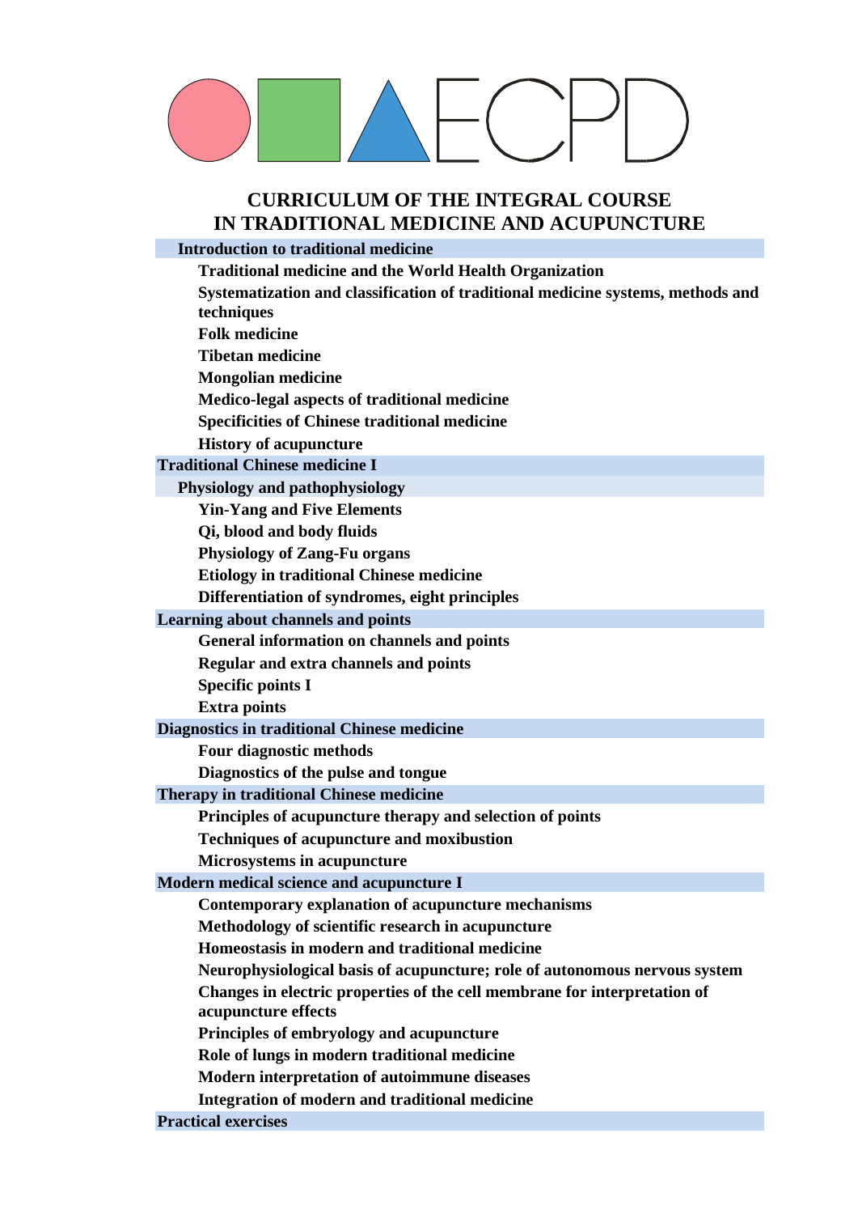# CURRICULUM OF THE INTEGRAL COURSE IN TRADITIONAL MEDICINE AND ACUPUNCTURE

### Introduction to traditional medicine

- **Traditional medicine and the World Health Organization**
- **Systematization and classification of traditional medicine systems, methods and techniques**
- **Folk medicine**
- **Tibetan medicine**
- **Mongolian medicine**
- **Medico-legal aspects of traditional medicine**
- **Specificities of Chinese traditional medicine**
- **History of acupuncture**

## Traditional Chinese medicine I

### Physiology and pathophysiology

- **Yin-Yang and Five Elements**
- **Qi, blood and body fluids**
- **Physiology of Zang-Fu organs**
- **Etiology in traditional Chinese medicine**
- **Differentiation of syndromes, eight principles**

## Learning about channels and points

- **General information on channels and points**
- **Regular and extra channels and points**
- **Specific points I**
- **Extra points**

## Diagnostics in traditional Chinese medicine

- **Four diagnostic methods**
- **Diagnostics of the pulse and tongue**

## Therapy in traditional Chinese medicine

- **Principles of acupuncture therapy and selection of points**
- **Techniques of acupuncture and moxibustion**
- **Microsystems in acupuncture**

## Modern medical science and acupuncture I

- **Contemporary explanation of acupuncture mechanisms**
- **Methodology of scientific research in acupuncture**
- **Homeostasis in modern and traditional medicine**
- **Neurophysiological basis of acupuncture; role of autonomous nervous system**
- **Changes in electric properties of the cell membrane for interpretation of acupuncture effects**
- **Principles of embryology and acupuncture**
- **Role of lungs in modern traditional medicine**
- **Modern interpretation of autoimmune diseases**
- **Integration of modern and traditional medicine**

## Practical exercises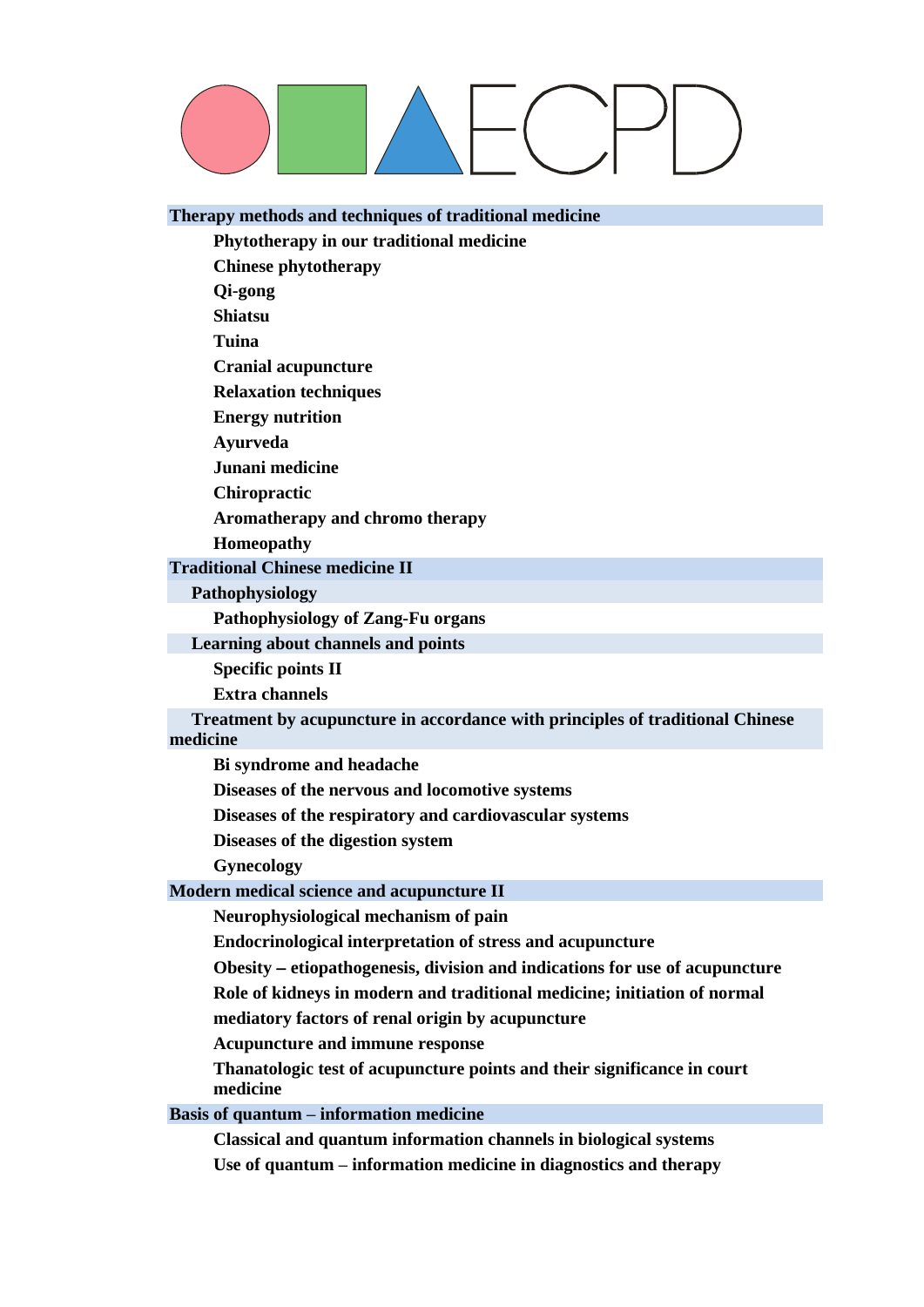## Therapy methods and techniques of traditional medicine

- **Phytotherapy in our traditional medicine**
- **Chinese phytotherapy**
- **Qi-gong**
- **Shiatsu**
- **Tuina**
- **Cranial acupuncture**
- **Relaxation techniques**
- **Energy nutrition**
- **Ayurveda**
- **Junani medicine**
- **Chiropractic**
- **Aromatherapy and chromo therapy**
- **Homeopathy**

## Traditional Chinese medicine II

### Pathophysiology

- **Pathophysiology of Zang-Fu organs**

### Learning about channels and points

- **Specific points II**
- **Extra channels**

### Treatment by acupuncture in accordance with principles of traditional Chinese medicine

- **Bi syndrome and headache**
- **Diseases of the nervous and locomotive systems**
- **Diseases of the respiratory and cardiovascular systems**
- **Diseases of the digestion system**
- **Gynecology**

## Modern medical science and acupuncture II

- **Neurophysiological mechanism of pain**
- **Endocrinological interpretation of stress and acupuncture**
- **Obesity – etiopathogenesis, division and indications for use of acupuncture**
- **Role of kidneys in modern and traditional medicine; initiation of normal mediatory factors of renal origin by acupuncture**
- **Acupuncture and immune response**
- **Thanatologic test of acupuncture points and their significance in court medicine**

## Basis of quantum – information medicine

- **Classical and quantum information channels in biological systems**
- **Use of quantum – information medicine in diagnostics and therapy**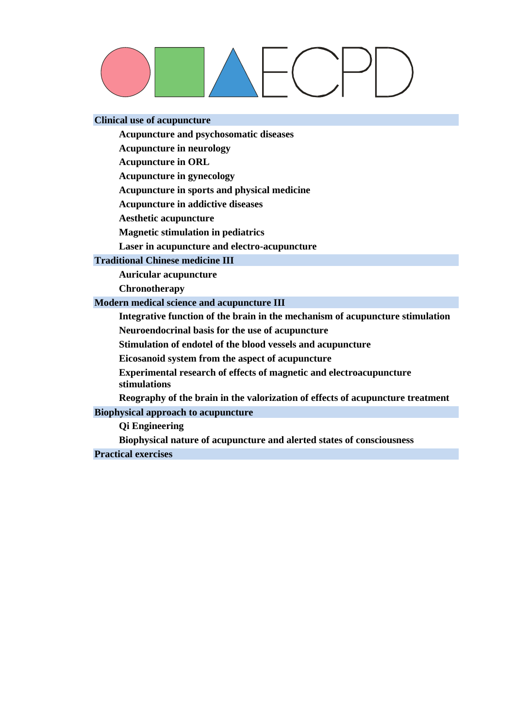## Clinical use of acupuncture

- Acupuncture and psychosomatic diseases
- Acupuncture in neurology
- Acupuncture in ORL
- Acupuncture in gynecology
- Acupuncture in sports and physical medicine
- Acupuncture in addictive diseases
- Aesthetic acupuncture
- Magnetic stimulation in pediatrics
- Laser in acupuncture and electro-acupuncture

## Traditional Chinese medicine III

- Auricular acupuncture
- Chronotherapy

## Modern medical science and acupuncture III

- Integrative function of the brain in the mechanism of acupuncture stimulation
- Neuroendocrinal basis for the use of acupuncture
- Stimulation of endotel of the blood vessels and acupuncture
- Eicosanoid system from the aspect of acupuncture
- Experimental research of effects of magnetic and electroacupuncture stimulations
- Reography of the brain in the valorization of effects of acupuncture treatment

## Biophysical approach to acupuncture

- Qi Engineering
- Biophysical nature of acupuncture and alerted states of consciousness

## Practical exercises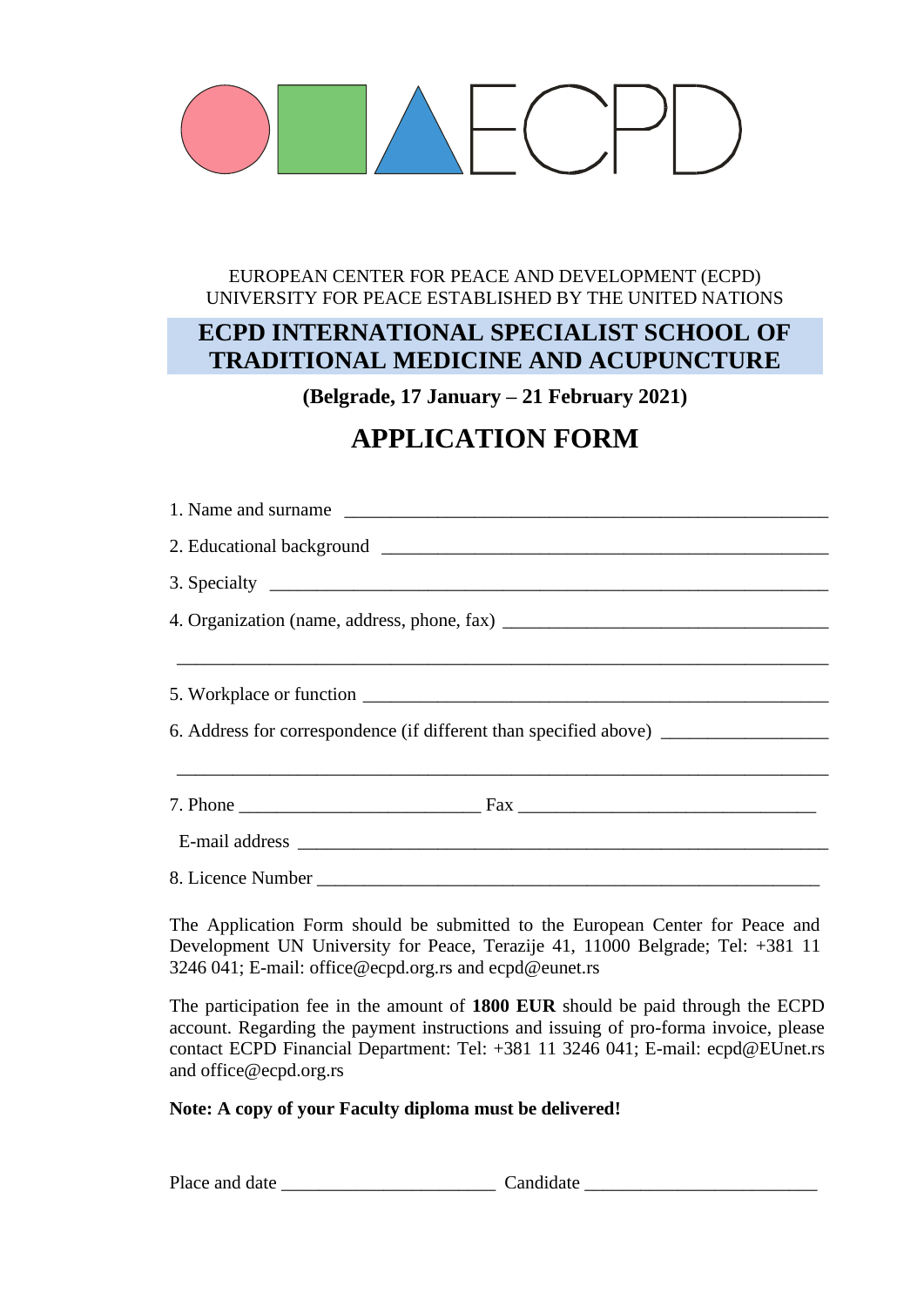ECPD

EUROPEAN CENTER FOR PEACE AND DEVELOPMENT (ECPD)
UNIVERSITY FOR PEACE ESTABLISHED BY THE UNITED NATIONS

# ECPD INTERNATIONAL SPECIALIST SCHOOL OF TRADITIONAL MEDICINE AND ACUPUNCTURE

**(Belgrade, 17 January – 21 February 2021)**

## APPLICATION FORM

1. Name and surname ________________________________________________

2. Educational background ____________________________________________

3. Specialty ________________________________________________________

4. Organization (name, address, phone, fax) ______________________________

______________________________________________________________________

5. Workplace or function ______________________________________________

6. Address for correspondence (if different than specified above) _______________

______________________________________________________________________

7. Phone ________________________ Fax ______________________________

E-mail address ____________________________________________________

8. Licence Number ____________________________________________________

The Application Form should be submitted to the European Center for Peace and Development UN University for Peace, Terazije 41, 11000 Belgrade; Tel: +381 11 3246 041; E-mail: office@ecpd.org.rs and ecpd@eunet.rs

The participation fee in the amount of **1800 EUR** should be paid through the ECPD account. Regarding the payment instructions and issuing of pro-forma invoice, please contact ECPD Financial Department: Tel: +381 11 3246 041; E-mail: ecpd@EUnet.rs and office@ecpd.org.rs

**Note: A copy of your Faculty diploma must be delivered!**

Place and date ______________________ Candidate ______________________